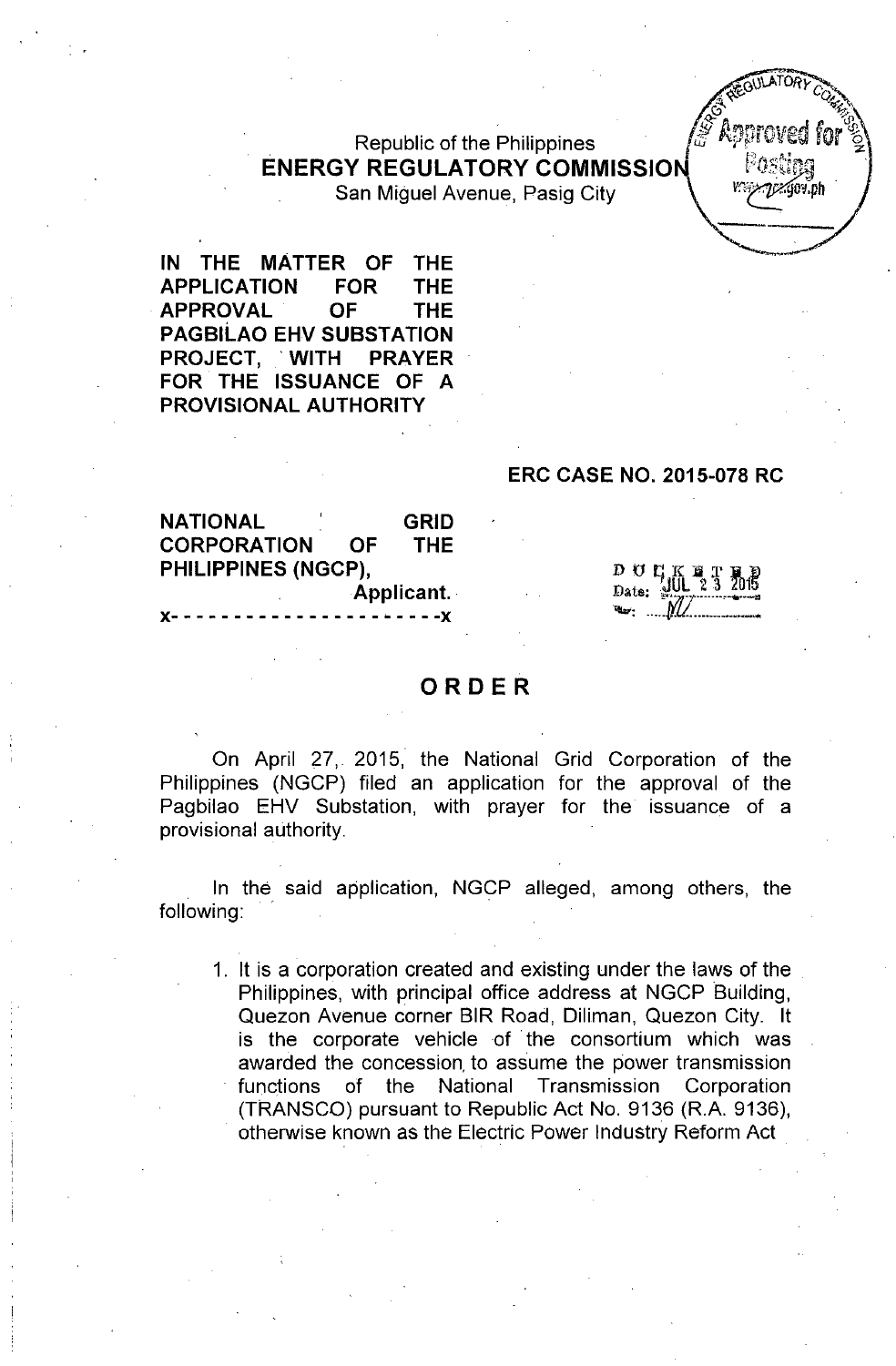Republic of the Philippines
**ENERGY REGULATORY COMMISSION**
San Miguel Avenue, Pasig City

**IN THE MATTER OF THE APPLICATION FOR THE APPROVAL OF THE PAGBILAO EHV SUBSTATION PROJECT, WITH PRAYER FOR THE ISSUANCE OF A PROVISIONAL AUTHORITY**

**ERC CASE NO. 2015-078 RC**

**NATIONAL GRID CORPORATION OF THE PHILIPPINES (NGCP),**
**Applicant.**
x- - - - - - - - - - - - - - - - - - - - -x

DOCKETED
Date: JUL 23 2015

# ORDER

On April 27, 2015, the National Grid Corporation of the Philippines (NGCP) filed an application for the approval of the Pagbilao EHV Substation, with prayer for the issuance of a provisional authority.

In the said application, NGCP alleged, among others, the following:

1. It is a corporation created and existing under the laws of the Philippines, with principal office address at NGCP Building, Quezon Avenue corner BIR Road, Diliman, Quezon City. It is the corporate vehicle of the consortium which was awarded the concession to assume the power transmission functions of the National Transmission Corporation (TRANSCO) pursuant to Republic Act No. 9136 (R.A. 9136), otherwise known as the Electric Power Industry Reform Act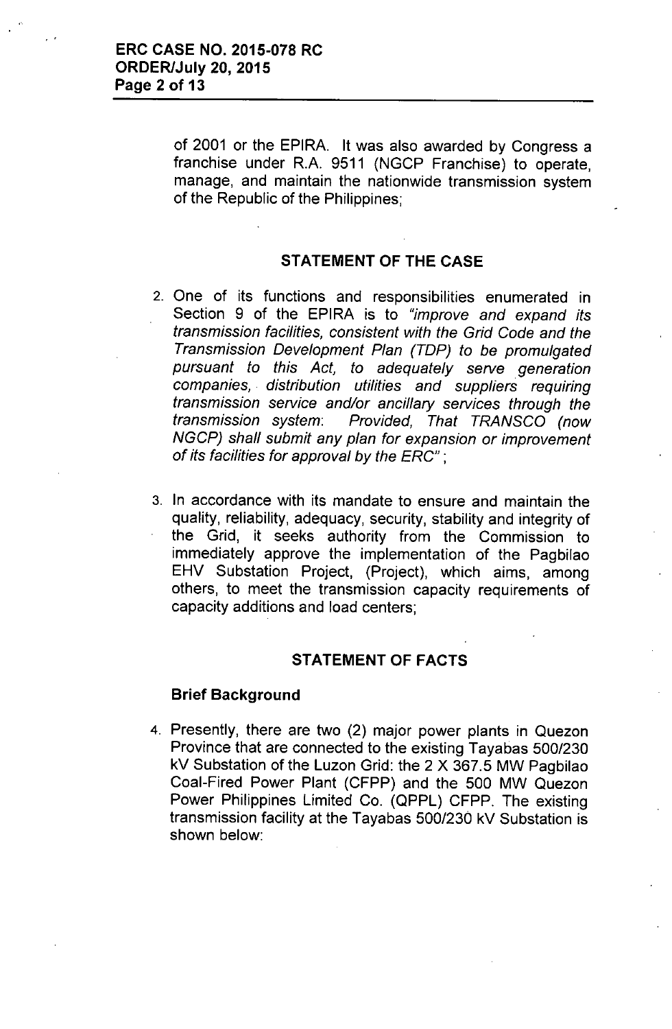of 2001 or the EPIRA. It was also awarded by Congress a franchise under R.A. 9511 (NGCP Franchise) to operate, manage, and maintain the nationwide transmission system of the Republic of the Philippines;

## STATEMENT OF THE CASE

2. One of its functions and responsibilities enumerated in Section 9 of the EPIRA is to *"improve and expand its transmission facilities, consistent with the Grid Code and the Transmission Development Plan (TDP) to be promulgated pursuant to this Act, to adequately serve generation companies, distribution utilities and suppliers requiring transmission service and/or ancillary services through the transmission system: Provided, That TRANSCO (now NGCP) shall submit any plan for expansion or improvement of its facilities for approval by the ERC"*;

3. In accordance with its mandate to ensure and maintain the quality, reliability, adequacy, security, stability and integrity of the Grid, it seeks authority from the Commission to immediately approve the implementation of the Pagbilao EHV Substation Project, (Project), which aims, among others, to meet the transmission capacity requirements of capacity additions and load centers;

## STATEMENT OF FACTS

### Brief Background

4. Presently, there are two (2) major power plants in Quezon Province that are connected to the existing Tayabas 500/230 kV Substation of the Luzon Grid: the 2 X 367.5 MW Pagbilao Coal-Fired Power Plant (CFPP) and the 500 MW Quezon Power Philippines Limited Co. (QPPL) CFPP. The existing transmission facility at the Tayabas 500/230 kV Substation is shown below: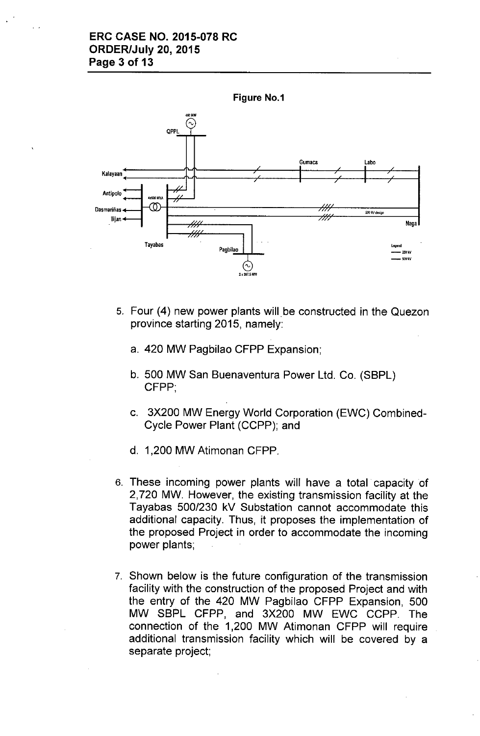**Figure No.1**

5. Four (4) new power plants will be constructed in the Quezon province starting 2015, namely:

   a. 420 MW Pagbilao CFPP Expansion;

   b. 500 MW San Buenaventura Power Ltd. Co. (SBPL) CFPP;

   c. 3X200 MW Energy World Corporation (EWC) Combined-Cycle Power Plant (CCPP); and

   d. 1,200 MW Atimonan CFPP.

6. These incoming power plants will have a total capacity of 2,720 MW. However, the existing transmission facility at the Tayabas 500/230 kV Substation cannot accommodate this additional capacity. Thus, it proposes the implementation of the proposed Project in order to accommodate the incoming power plants;

7. Shown below is the future configuration of the transmission facility with the construction of the proposed Project and with the entry of the 420 MW Pagbilao CFPP Expansion, 500 MW SBPL CFPP, and 3X200 MW EWC CCPP. The connection of the 1,200 MW Atimonan CFPP will require additional transmission facility which will be covered by a separate project;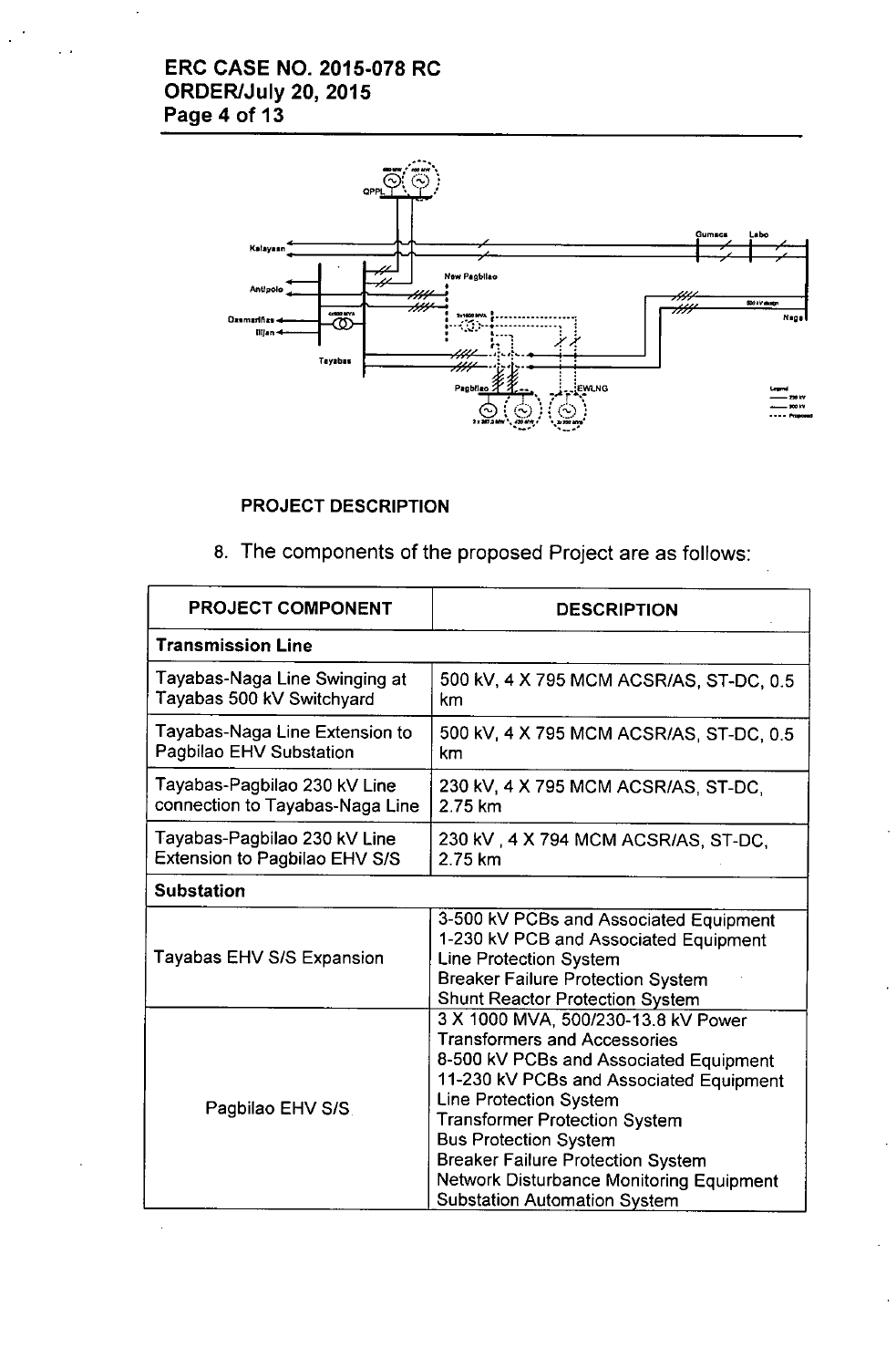### PROJECT DESCRIPTION

8. The components of the proposed Project are as follows:

| PROJECT COMPONENT | DESCRIPTION |
|---|---|
| **Transmission Line** | |
| Tayabas-Naga Line Swinging at Tayabas 500 kV Switchyard | 500 kV, 4 X 795 MCM ACSR/AS, ST-DC, 0.5 km |
| Tayabas-Naga Line Extension to Pagbilao EHV Substation | 500 kV, 4 X 795 MCM ACSR/AS, ST-DC, 0.5 km |
| Tayabas-Pagbilao 230 kV Line connection to Tayabas-Naga Line | 230 kV, 4 X 795 MCM ACSR/AS, ST-DC, 2.75 km |
| Tayabas-Pagbilao 230 kV Line Extension to Pagbilao EHV S/S | 230 kV , 4 X 794 MCM ACSR/AS, ST-DC, 2.75 km |
| **Substation** | |
| Tayabas EHV S/S Expansion | 3-500 kV PCBs and Associated Equipment<br>1-230 kV PCB and Associated Equipment<br>Line Protection System<br>Breaker Failure Protection System<br>Shunt Reactor Protection System |
| Pagbilao EHV S/S | 3 X 1000 MVA, 500/230-13.8 kV Power Transformers and Accessories<br>8-500 kV PCBs and Associated Equipment<br>11-230 kV PCBs and Associated Equipment<br>Line Protection System<br>Transformer Protection System<br>Bus Protection System<br>Breaker Failure Protection System<br>Network Disturbance Monitoring Equipment<br>Substation Automation System |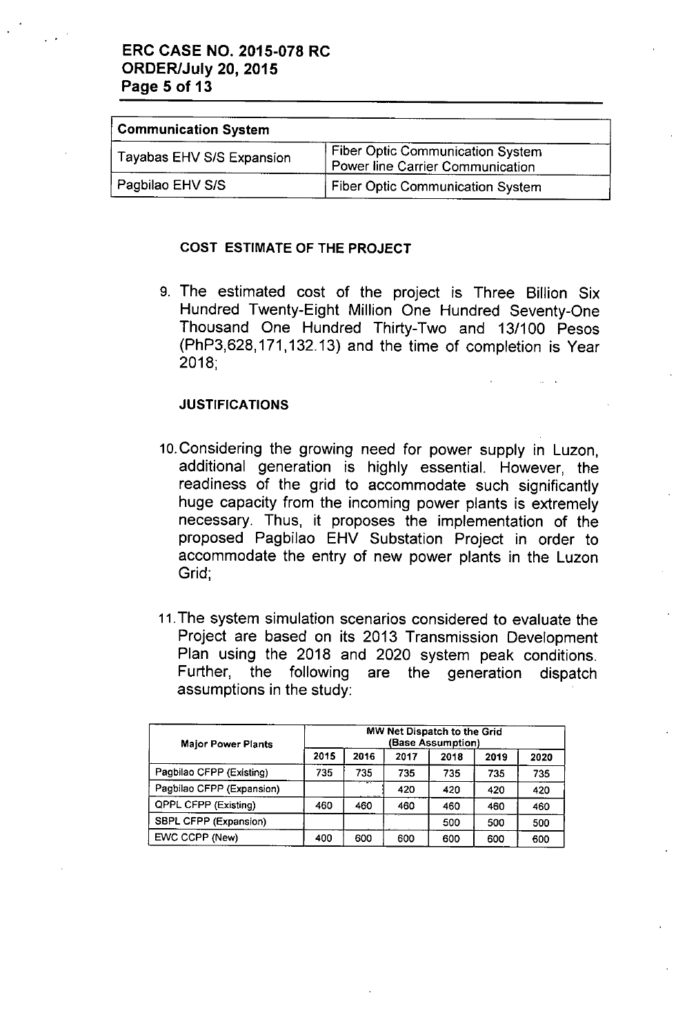| Communication System | |
|---|---|
| Tayabas EHV S/S Expansion | Fiber Optic Communication System<br>Power line Carrier Communication |
| Pagbilao EHV S/S | Fiber Optic Communication System |

#### COST ESTIMATE OF THE PROJECT

9. The estimated cost of the project is Three Billion Six Hundred Twenty-Eight Million One Hundred Seventy-One Thousand One Hundred Thirty-Two and 13/100 Pesos (PhP3,628,171,132.13) and the time of completion is Year 2018;

#### JUSTIFICATIONS

10. Considering the growing need for power supply in Luzon, additional generation is highly essential. However, the readiness of the grid to accommodate such significantly huge capacity from the incoming power plants is extremely necessary. Thus, it proposes the implementation of the proposed Pagbilao EHV Substation Project in order to accommodate the entry of new power plants in the Luzon Grid;

11. The system simulation scenarios considered to evaluate the Project are based on its 2013 Transmission Development Plan using the 2018 and 2020 system peak conditions. Further, the following are the generation dispatch assumptions in the study:

| Major Power Plants | MW Net Dispatch to the Grid (Base Assumption) | | | | | |
|---|---|---|---|---|---|---|
| | 2015 | 2016 | 2017 | 2018 | 2019 | 2020 |
| Pagbilao CFPP (Existing) | 735 | 735 | 735 | 735 | 735 | 735 |
| Pagbilao CFPP (Expansion) | | | 420 | 420 | 420 | 420 |
| QPPL CFPP (Existing) | 460 | 460 | 460 | 460 | 460 | 460 |
| SBPL CFPP (Expansion) | | | | 500 | 500 | 500 |
| EWC CCPP (New) | 400 | 600 | 600 | 600 | 600 | 600 |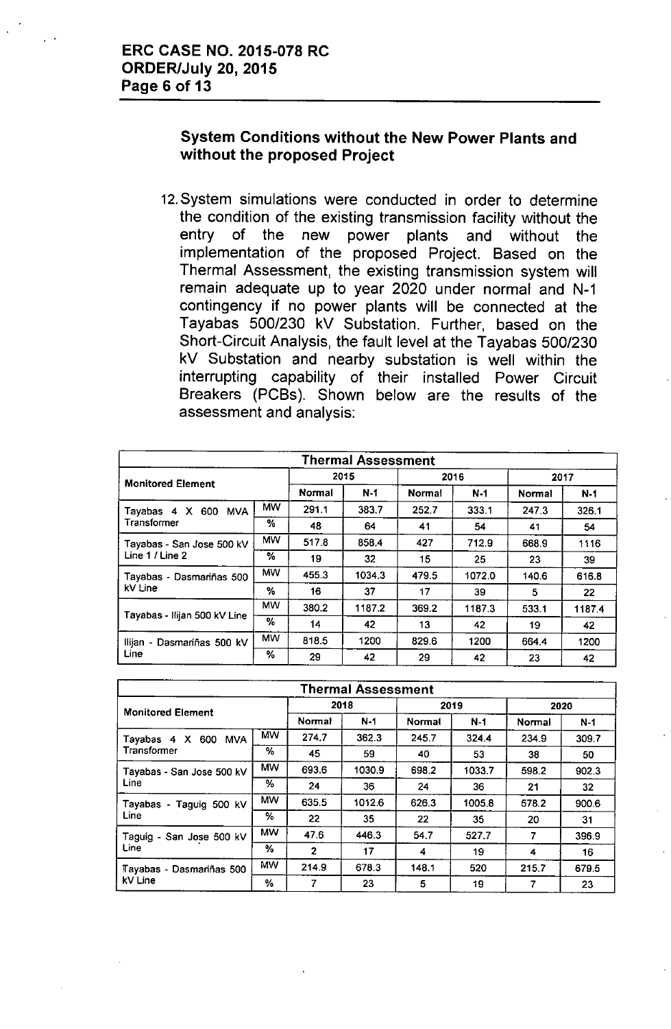### System Conditions without the New Power Plants and without the proposed Project

12. System simulations were conducted in order to determine the condition of the existing transmission facility without the entry of the new power plants and without the implementation of the proposed Project. Based on the Thermal Assessment, the existing transmission system will remain adequate up to year 2020 under normal and N-1 contingency if no power plants will be connected at the Tayabas 500/230 kV Substation. Further, based on the Short-Circuit Analysis, the fault level at the Tayabas 500/230 kV Substation and nearby substation is well within the interrupting capability of their installed Power Circuit Breakers (PCBs). Shown below are the results of the assessment and analysis:

| Thermal Assessment | | | | | | | |
|---|---|---|---|---|---|---|---|
| Monitored Element | | 2015 | | 2016 | | 2017 | |
| | | Normal | N-1 | Normal | N-1 | Normal | N-1 |
| Tayabas 4 X 600 MVA Transformer | MW | 291.1 | 383.7 | 252.7 | 333.1 | 247.3 | 326.1 |
| | % | 48 | 64 | 41 | 54 | 41 | 54 |
| Tayabas - San Jose 500 kV Line 1 / Line 2 | MW | 517.8 | 858.4 | 427 | 712.9 | 668.9 | 1116 |
| | % | 19 | 32 | 15 | 25 | 23 | 39 |
| Tayabas - Dasmariñas 500 kV Line | MW | 455.3 | 1034.3 | 479.5 | 1072.0 | 140.6 | 616.8 |
| | % | 16 | 37 | 17 | 39 | 5 | 22 |
| Tayabas - Ilijan 500 kV Line | MW | 380.2 | 1187.2 | 369.2 | 1187.3 | 533.1 | 1187.4 |
| | % | 14 | 42 | 13 | 42 | 19 | 42 |
| Ilijan - Dasmariñas 500 kV Line | MW | 818.5 | 1200 | 829.6 | 1200 | 664.4 | 1200 |
| | % | 29 | 42 | 29 | 42 | 23 | 42 |

| Thermal Assessment | | | | | | | |
|---|---|---|---|---|---|---|---|
| Monitored Element | | 2018 | | 2019 | | 2020 | |
| | | Normal | N-1 | Normal | N-1 | Normal | N-1 |
| Tayabas 4 X 600 MVA Transformer | MW | 274.7 | 362.3 | 245.7 | 324.4 | 234.9 | 309.7 |
| | % | 45 | 59 | 40 | 53 | 38 | 50 |
| Tayabas - San Jose 500 kV Line | MW | 693.6 | 1030.9 | 698.2 | 1033.7 | 598.2 | 902.3 |
| | % | 24 | 36 | 24 | 36 | 21 | 32 |
| Tayabas - Taguig 500 kV Line | MW | 635.5 | 1012.6 | 626.3 | 1005.8 | 578.2 | 900.6 |
| | % | 22 | 35 | 22 | 35 | 20 | 31 |
| Taguig - San Jose 500 kV Line | MW | 47.6 | 446.3 | 54.7 | 527.7 | 7 | 396.9 |
| | % | 2 | 17 | 4 | 19 | 4 | 16 |
| Tayabas - Dasmariñas 500 kV Line | MW | 214.9 | 678.3 | 148.1 | 520 | 215.7 | 679.5 |
| | % | 7 | 23 | 5 | 19 | 7 | 23 |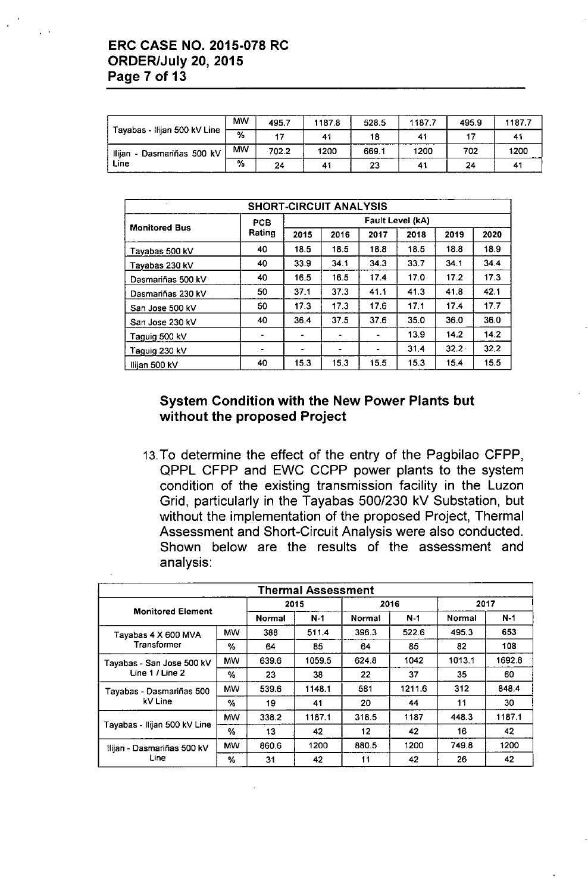| Tayabas - Ilijan 500 kV Line | MW | 495.7 | 1187.8 | 528.5 | 1187.7 | 495.9 | 1187.7 |
|---|---|---|---|---|---|---|---|
| | % | 17 | 41 | 18 | 41 | 17 | 41 |
| Ilijan - Dasmariñas 500 kV Line | MW | 702.2 | 1200 | 669.1 | 1200 | 702 | 1200 |
| | % | 24 | 41 | 23 | 41 | 24 | 41 |

| SHORT-CIRCUIT ANALYSIS | | | | | | | |
|---|---|---|---|---|---|---|---|
| Monitored Bus | PCB Rating | Fault Level (kA) | | | | | |
| | | 2015 | 2016 | 2017 | 2018 | 2019 | 2020 |
| Tayabas 500 kV | 40 | 18.5 | 18.5 | 18.8 | 18.5 | 18.8 | 18.9 |
| Tayabas 230 kV | 40 | 33.9 | 34.1 | 34.3 | 33.7 | 34.1 | 34.4 |
| Dasmariñas 500 kV | 40 | 16.5 | 16.5 | 17.4 | 17.0 | 17.2 | 17.3 |
| Dasmariñas 230 kV | 50 | 37.1 | 37.3 | 41.1 | 41.3 | 41.8 | 42.1 |
| San Jose 500 kV | 50 | 17.3 | 17.3 | 17.6 | 17.1 | 17.4 | 17.7 |
| San Jose 230 kV | 40 | 36.4 | 37.5 | 37.6 | 35.0 | 36.0 | 36.0 |
| Taguig 500 kV | - | - | - | - | 13.9 | 14.2 | 14.2 |
| Taguig 230 kV | - | - | - | - | 31.4 | 32.2 | 32.2 |
| Ilijan 500 kV | 40 | 15.3 | 15.3 | 15.5 | 15.3 | 15.4 | 15.5 |

**System Condition with the New Power Plants but without the proposed Project**

13. To determine the effect of the entry of the Pagbilao CFPP, QPPL CFPP and EWC CCPP power plants to the system condition of the existing transmission facility in the Luzon Grid, particularly in the Tayabas 500/230 kV Substation, but without the implementation of the proposed Project, Thermal Assessment and Short-Circuit Analysis were also conducted. Shown below are the results of the assessment and analysis:

| Thermal Assessment | | | | | | | |
|---|---|---|---|---|---|---|---|
| Monitored Element | | 2015 | | 2016 | | 2017 | |
| | | Normal | N-1 | Normal | N-1 | Normal | N-1 |
| Tayabas 4 X 600 MVA Transformer | MW | 388 | 511.4 | 396.3 | 522.6 | 495.3 | 653 |
| | % | 64 | 85 | 64 | 85 | 82 | 108 |
| Tayabas - San Jose 500 kV Line 1 / Line 2 | MW | 639.6 | 1059.5 | 624.8 | 1042 | 1013.1 | 1692.8 |
| | % | 23 | 38 | 22 | 37 | 35 | 60 |
| Tayabas - Dasmariñas 500 kV Line | MW | 539.6 | 1148.1 | 581 | 1211.6 | 312 | 848.4 |
| | % | 19 | 41 | 20 | 44 | 11 | 30 |
| Tayabas - Ilijan 500 kV Line | MW | 338.2 | 1187.1 | 318.5 | 1187 | 448.3 | 1187.1 |
| | % | 13 | 42 | 12 | 42 | 16 | 42 |
| Ilijan - Dasmariñas 500 kV Line | MW | 860.6 | 1200 | 880.5 | 1200 | 749.8 | 1200 |
| | % | 31 | 42 | 11 | 42 | 26 | 42 |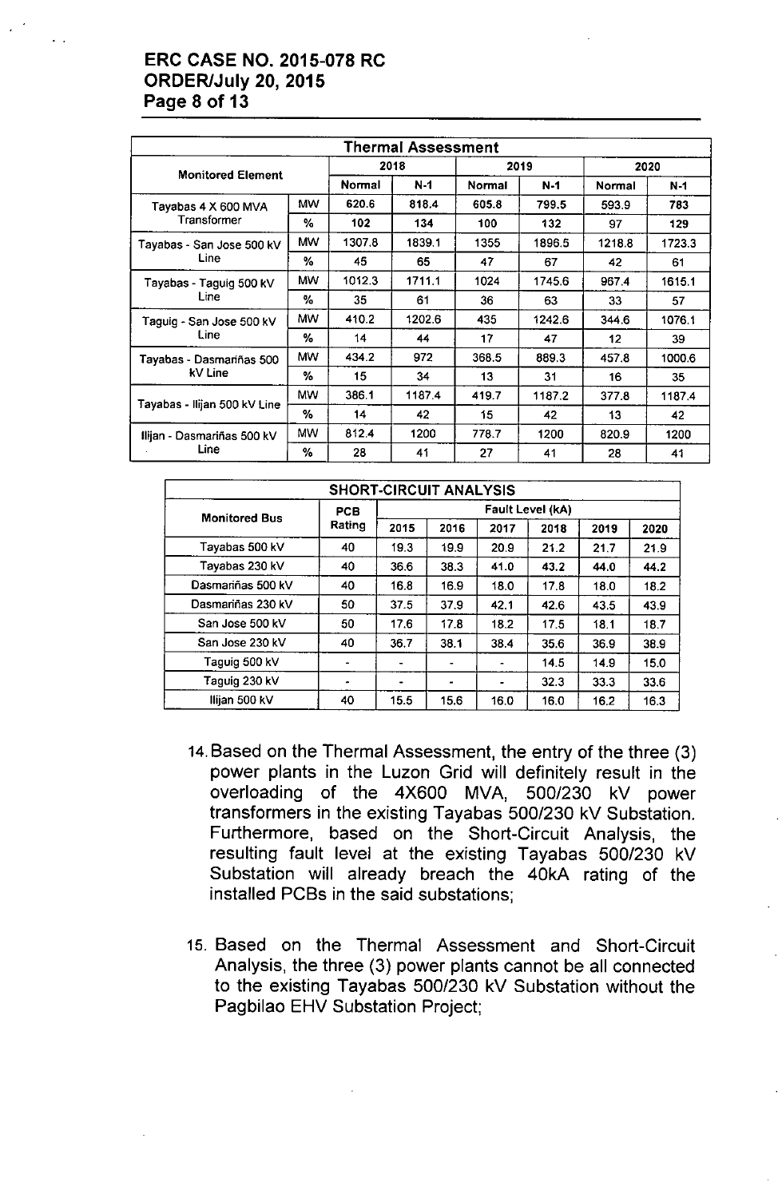| Thermal Assessment | | | | | | | |
|---|---|---|---|---|---|---|---|
| Monitored Element | | 2018 | | 2019 | | 2020 | |
| | | Normal | N-1 | Normal | N-1 | Normal | N-1 |
| Tayabas 4 X 600 MVA Transformer | MW | 620.6 | 818.4 | 605.8 | 799.5 | 593.9 | 783 |
| | % | 102 | 134 | 100 | 132 | 97 | 129 |
| Tayabas - San Jose 500 kV Line | MW | 1307.8 | 1839.1 | 1355 | 1896.5 | 1218.8 | 1723.3 |
| | % | 45 | 65 | 47 | 67 | 42 | 61 |
| Tayabas - Taguig 500 kV Line | MW | 1012.3 | 1711.1 | 1024 | 1745.6 | 967.4 | 1615.1 |
| | % | 35 | 61 | 36 | 63 | 33 | 57 |
| Taguig - San Jose 500 kV Line | MW | 410.2 | 1202.6 | 435 | 1242.6 | 344.6 | 1076.1 |
| | % | 14 | 44 | 17 | 47 | 12 | 39 |
| Tayabas - Dasmariñas 500 kV Line | MW | 434.2 | 972 | 368.5 | 889.3 | 457.8 | 1000.6 |
| | % | 15 | 34 | 13 | 31 | 16 | 35 |
| Tayabas - Ilijan 500 kV Line | MW | 386.1 | 1187.4 | 419.7 | 1187.2 | 377.8 | 1187.4 |
| | % | 14 | 42 | 15 | 42 | 13 | 42 |
| Ilijan - Dasmariñas 500 kV Line | MW | 812.4 | 1200 | 778.7 | 1200 | 820.9 | 1200 |
| | % | 28 | 41 | 27 | 41 | 28 | 41 |

| SHORT-CIRCUIT ANALYSIS | | | | | | | |
|---|---|---|---|---|---|---|---|
| Monitored Bus | PCB Rating | Fault Level (kA) | | | | | |
| | | 2015 | 2016 | 2017 | 2018 | 2019 | 2020 |
| Tayabas 500 kV | 40 | 19.3 | 19.9 | 20.9 | 21.2 | 21.7 | 21.9 |
| Tayabas 230 kV | 40 | 36.6 | 38.3 | 41.0 | 43.2 | 44.0 | 44.2 |
| Dasmariñas 500 kV | 40 | 16.8 | 16.9 | 18.0 | 17.8 | 18.0 | 18.2 |
| Dasmariñas 230 kV | 50 | 37.5 | 37.9 | 42.1 | 42.6 | 43.5 | 43.9 |
| San Jose 500 kV | 50 | 17.6 | 17.8 | 18.2 | 17.5 | 18.1 | 18.7 |
| San Jose 230 kV | 40 | 36.7 | 38.1 | 38.4 | 35.6 | 36.9 | 38.9 |
| Taguig 500 kV | - | - | - | - | 14.5 | 14.9 | 15.0 |
| Taguig 230 kV | - | - | - | - | 32.3 | 33.3 | 33.6 |
| Ilijan 500 kV | 40 | 15.5 | 15.6 | 16.0 | 16.0 | 16.2 | 16.3 |

14. Based on the Thermal Assessment, the entry of the three (3) power plants in the Luzon Grid will definitely result in the overloading of the 4X600 MVA, 500/230 kV power transformers in the existing Tayabas 500/230 kV Substation. Furthermore, based on the Short-Circuit Analysis, the resulting fault level at the existing Tayabas 500/230 kV Substation will already breach the 40kA rating of the installed PCBs in the said substations;

15. Based on the Thermal Assessment and Short-Circuit Analysis, the three (3) power plants cannot be all connected to the existing Tayabas 500/230 kV Substation without the Pagbilao EHV Substation Project;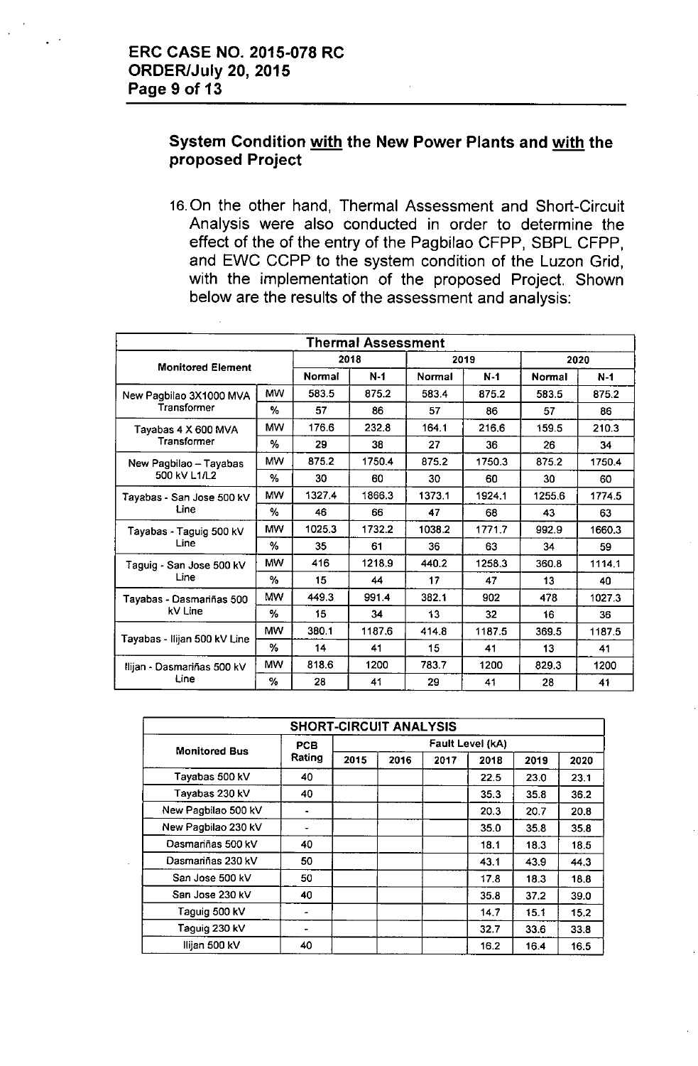### System Condition with the New Power Plants and with the proposed Project

16. On the other hand, Thermal Assessment and Short-Circuit Analysis were also conducted in order to determine the effect of the of the entry of the Pagbilao CFPP, SBPL CFPP, and EWC CCPP to the system condition of the Luzon Grid, with the implementation of the proposed Project. Shown below are the results of the assessment and analysis:

| Thermal Assessment | | | | | | | |
|---|---|---|---|---|---|---|---|
| Monitored Element | | 2018 | | 2019 | | 2020 | |
| | | Normal | N-1 | Normal | N-1 | Normal | N-1 |
| New Pagbilao 3X1000 MVA Transformer | MW | 583.5 | 875.2 | 583.4 | 875.2 | 583.5 | 875.2 |
| | % | 57 | 86 | 57 | 86 | 57 | 86 |
| Tayabas 4 X 600 MVA Transformer | MW | 176.6 | 232.8 | 164.1 | 216.6 | 159.5 | 210.3 |
| | % | 29 | 38 | 27 | 36 | 26 | 34 |
| New Pagbilao – Tayabas 500 kV L1/L2 | MW | 875.2 | 1750.4 | 875.2 | 1750.3 | 875.2 | 1750.4 |
| | % | 30 | 60 | 30 | 60 | 30 | 60 |
| Tayabas - San Jose 500 kV Line | MW | 1327.4 | 1866.3 | 1373.1 | 1924.1 | 1255.6 | 1774.5 |
| | % | 46 | 66 | 47 | 68 | 43 | 63 |
| Tayabas - Taguig 500 kV Line | MW | 1025.3 | 1732.2 | 1038.2 | 1771.7 | 992.9 | 1660.3 |
| | % | 35 | 61 | 36 | 63 | 34 | 59 |
| Taguig - San Jose 500 kV Line | MW | 416 | 1218.9 | 440.2 | 1258.3 | 360.8 | 1114.1 |
| | % | 15 | 44 | 17 | 47 | 13 | 40 |
| Tayabas - Dasmariñas 500 kV Line | MW | 449.3 | 991.4 | 382.1 | 902 | 478 | 1027.3 |
| | % | 15 | 34 | 13 | 32 | 16 | 36 |
| Tayabas - Ilijan 500 kV Line | MW | 380.1 | 1187.6 | 414.8 | 1187.5 | 369.5 | 1187.5 |
| | % | 14 | 41 | 15 | 41 | 13 | 41 |
| Ilijan - Dasmariñas 500 kV Line | MW | 818.6 | 1200 | 783.7 | 1200 | 829.3 | 1200 |
| | % | 28 | 41 | 29 | 41 | 28 | 41 |

| SHORT-CIRCUIT ANALYSIS | | | | | | | |
|---|---|---|---|---|---|---|---|
| Monitored Bus | PCB Rating | Fault Level (kA) | | | | | |
| | | 2015 | 2016 | 2017 | 2018 | 2019 | 2020 |
| Tayabas 500 kV | 40 | | | | 22.5 | 23.0 | 23.1 |
| Tayabas 230 kV | 40 | | | | 35.3 | 35.8 | 36.2 |
| New Pagbilao 500 kV | - | | | | 20.3 | 20.7 | 20.8 |
| New Pagbilao 230 kV | - | | | | 35.0 | 35.8 | 35.8 |
| Dasmariñas 500 kV | 40 | | | | 18.1 | 18.3 | 18.5 |
| Dasmariñas 230 kV | 50 | | | | 43.1 | 43.9 | 44.3 |
| San Jose 500 kV | 50 | | | | 17.8 | 18.3 | 18.8 |
| San Jose 230 kV | 40 | | | | 35.8 | 37.2 | 39.0 |
| Taguig 500 kV | - | | | | 14.7 | 15.1 | 15.2 |
| Taguig 230 kV | - | | | | 32.7 | 33.6 | 33.8 |
| Ilijan 500 kV | 40 | | | | 16.2 | 16.4 | 16.5 |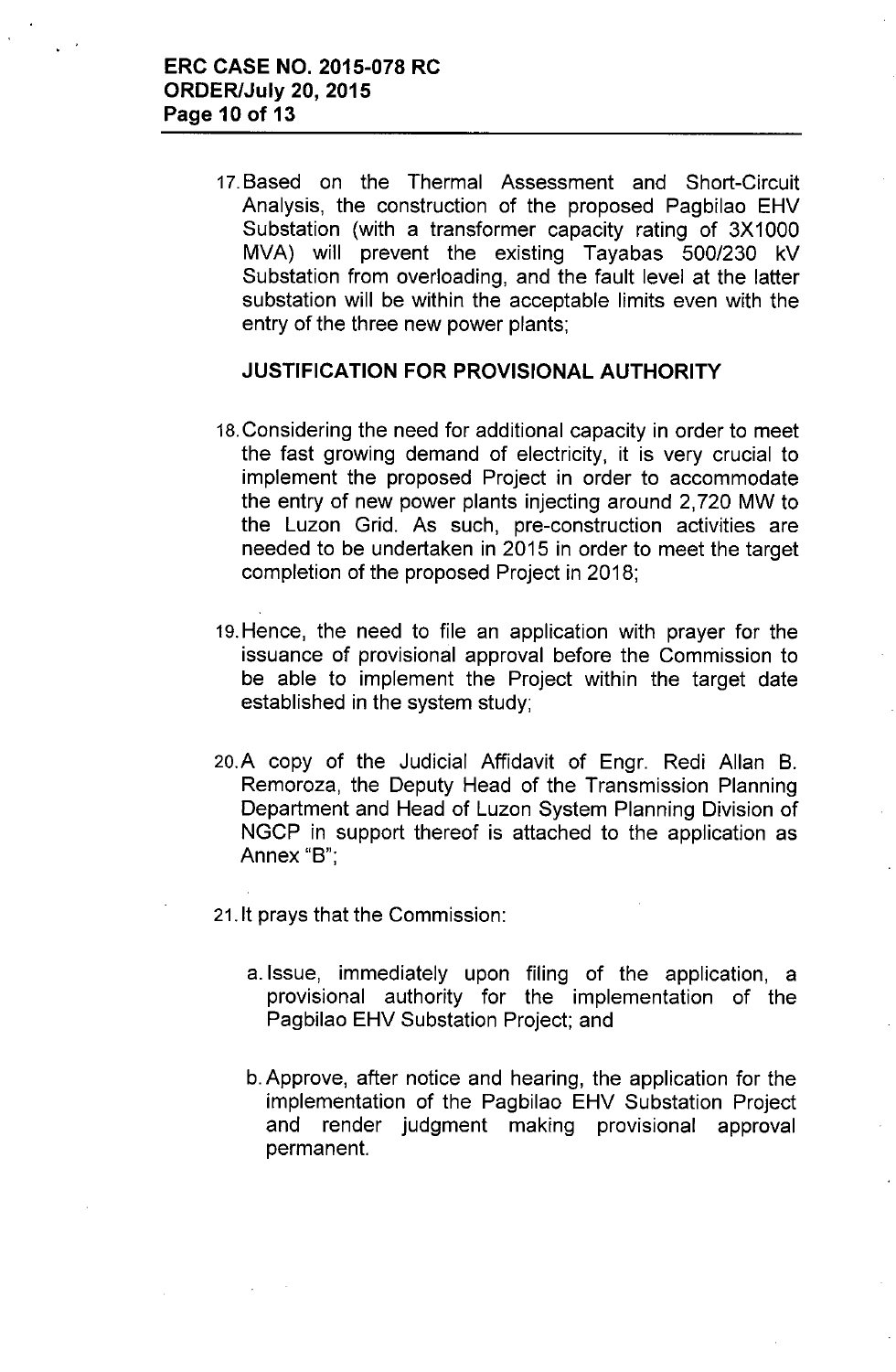17. Based on the Thermal Assessment and Short-Circuit Analysis, the construction of the proposed Pagbilao EHV Substation (with a transformer capacity rating of 3X1000 MVA) will prevent the existing Tayabas 500/230 kV Substation from overloading, and the fault level at the latter substation will be within the acceptable limits even with the entry of the three new power plants;

**JUSTIFICATION FOR PROVISIONAL AUTHORITY**

18. Considering the need for additional capacity in order to meet the fast growing demand of electricity, it is very crucial to implement the proposed Project in order to accommodate the entry of new power plants injecting around 2,720 MW to the Luzon Grid. As such, pre-construction activities are needed to be undertaken in 2015 in order to meet the target completion of the proposed Project in 2018;

19. Hence, the need to file an application with prayer for the issuance of provisional approval before the Commission to be able to implement the Project within the target date established in the system study;

20. A copy of the Judicial Affidavit of Engr. Redi Allan B. Remoroza, the Deputy Head of the Transmission Planning Department and Head of Luzon System Planning Division of NGCP in support thereof is attached to the application as Annex "B";

21. It prays that the Commission:

    a. Issue, immediately upon filing of the application, a provisional authority for the implementation of the Pagbilao EHV Substation Project; and

    b. Approve, after notice and hearing, the application for the implementation of the Pagbilao EHV Substation Project and render judgment making provisional approval permanent.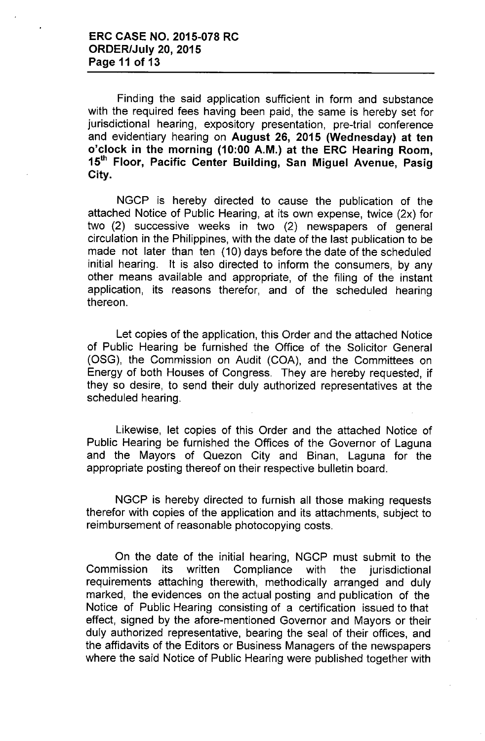Finding the said application sufficient in form and substance with the required fees having been paid, the same is hereby set for jurisdictional hearing, expository presentation, pre-trial conference and evidentiary hearing on **August 26, 2015 (Wednesday) at ten o'clock in the morning (10:00 A.M.) at the ERC Hearing Room, 15th Floor, Pacific Center Building, San Miguel Avenue, Pasig City.**

NGCP is hereby directed to cause the publication of the attached Notice of Public Hearing, at its own expense, twice (2x) for two (2) successive weeks in two (2) newspapers of general circulation in the Philippines, with the date of the last publication to be made not later than ten (10) days before the date of the scheduled initial hearing. It is also directed to inform the consumers, by any other means available and appropriate, of the filing of the instant application, its reasons therefor, and of the scheduled hearing thereon.

Let copies of the application, this Order and the attached Notice of Public Hearing be furnished the Office of the Solicitor General (OSG), the Commission on Audit (COA), and the Committees on Energy of both Houses of Congress. They are hereby requested, if they so desire, to send their duly authorized representatives at the scheduled hearing.

Likewise, let copies of this Order and the attached Notice of Public Hearing be furnished the Offices of the Governor of Laguna and the Mayors of Quezon City and Binan, Laguna for the appropriate posting thereof on their respective bulletin board.

NGCP is hereby directed to furnish all those making requests therefor with copies of the application and its attachments, subject to reimbursement of reasonable photocopying costs.

On the date of the initial hearing, NGCP must submit to the Commission its written Compliance with the jurisdictional requirements attaching therewith, methodically arranged and duly marked, the evidences on the actual posting and publication of the Notice of Public Hearing consisting of a certification issued to that effect, signed by the afore-mentioned Governor and Mayors or their duly authorized representative, bearing the seal of their offices, and the affidavits of the Editors or Business Managers of the newspapers where the said Notice of Public Hearing were published together with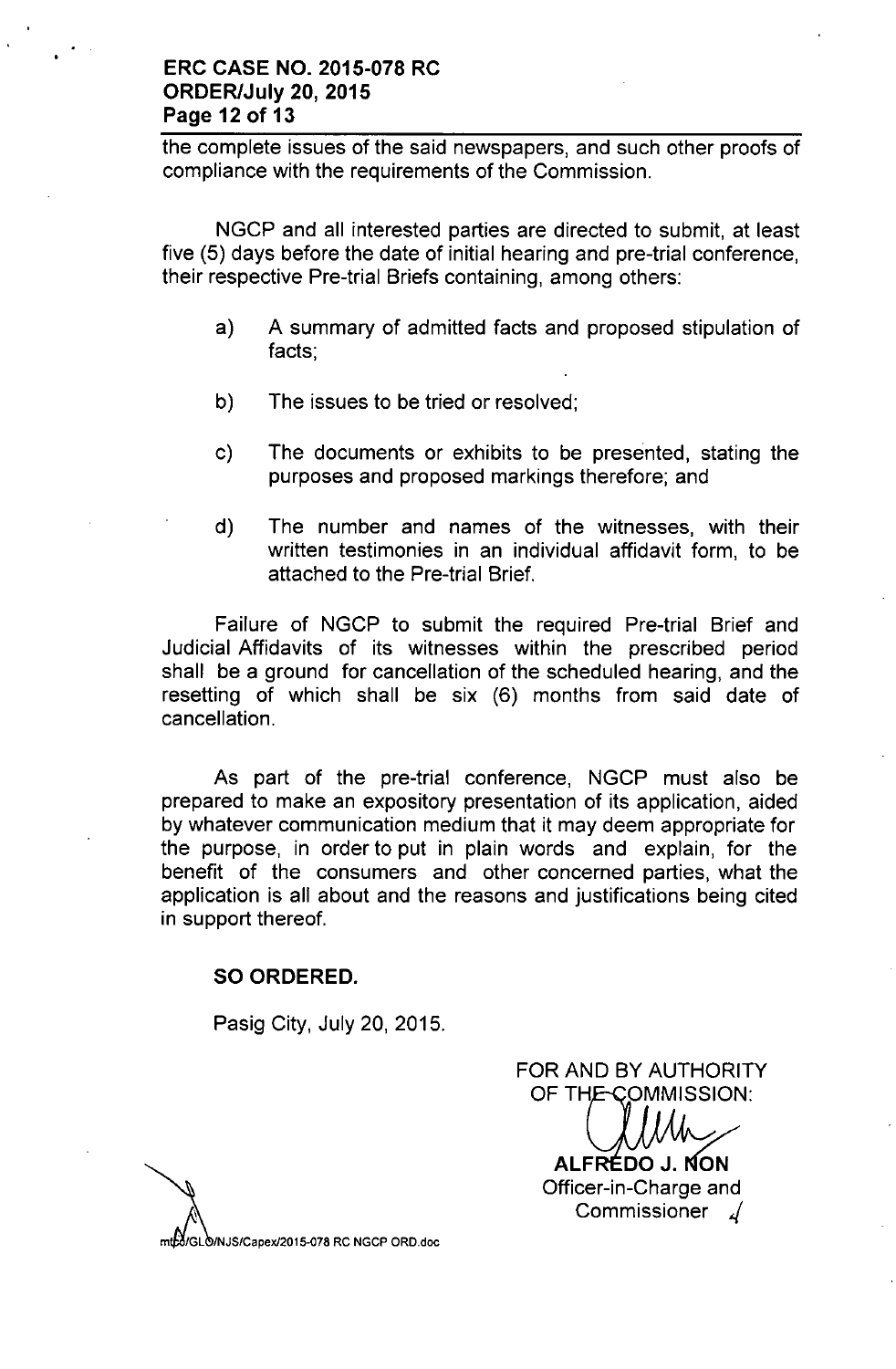the complete issues of the said newspapers, and such other proofs of compliance with the requirements of the Commission.

NGCP and all interested parties are directed to submit, at least five (5) days before the date of initial hearing and pre-trial conference, their respective Pre-trial Briefs containing, among others:

a) A summary of admitted facts and proposed stipulation of facts;

b) The issues to be tried or resolved;

c) The documents or exhibits to be presented, stating the purposes and proposed markings therefore; and

d) The number and names of the witnesses, with their written testimonies in an individual affidavit form, to be attached to the Pre-trial Brief.

Failure of NGCP to submit the required Pre-trial Brief and Judicial Affidavits of its witnesses within the prescribed period shall be a ground for cancellation of the scheduled hearing, and the resetting of which shall be six (6) months from said date of cancellation.

As part of the pre-trial conference, NGCP must also be prepared to make an expository presentation of its application, aided by whatever communication medium that it may deem appropriate for the purpose, in order to put in plain words and explain, for the benefit of the consumers and other concerned parties, what the application is all about and the reasons and justifications being cited in support thereof.

**SO ORDERED.**

Pasig City, July 20, 2015.

FOR AND BY AUTHORITY OF THE COMMISSION:

**ALFREDO J. NON**
Officer-in-Charge and Commissioner

mtpo/GLO/NJS/Capex/2015-078 RC NGCP ORD.doc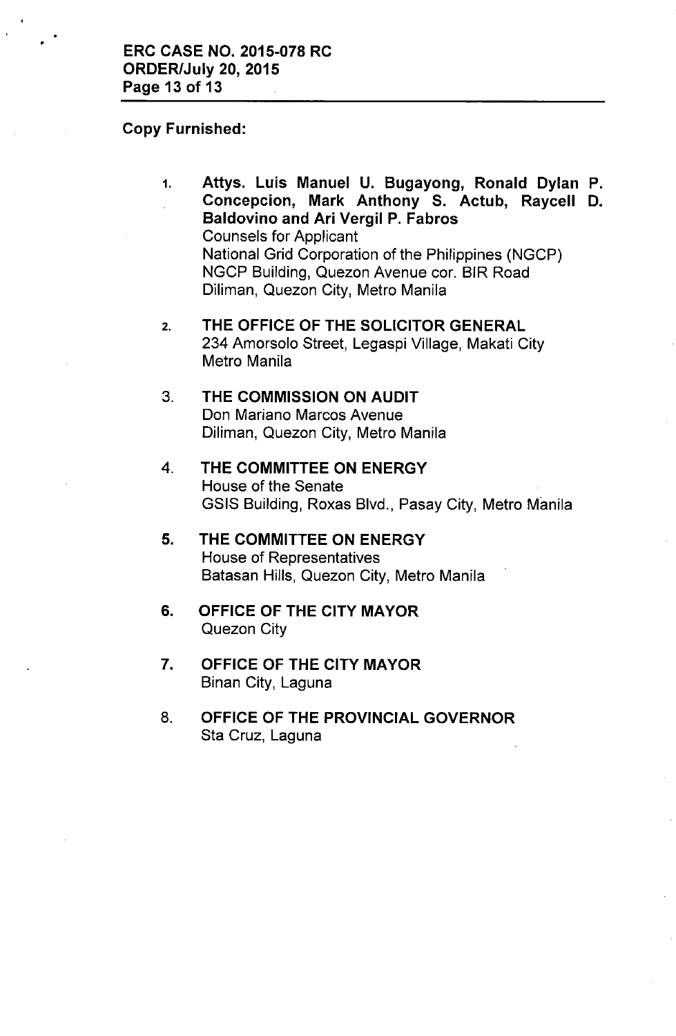**Copy Furnished:**

1. **Attys. Luis Manuel U. Bugayong, Ronald Dylan P. Concepcion, Mark Anthony S. Actub, Raycell D. Baldovino and Ari Vergil P. Fabros**
   Counsels for Applicant
   National Grid Corporation of the Philippines (NGCP)
   NGCP Building, Quezon Avenue cor. BIR Road
   Diliman, Quezon City, Metro Manila

2. **THE OFFICE OF THE SOLICITOR GENERAL**
   234 Amorsolo Street, Legaspi Village, Makati City
   Metro Manila

3. **THE COMMISSION ON AUDIT**
   Don Mariano Marcos Avenue
   Diliman, Quezon City, Metro Manila

4. **THE COMMITTEE ON ENERGY**
   House of the Senate
   GSIS Building, Roxas Blvd., Pasay City, Metro Manila

5. **THE COMMITTEE ON ENERGY**
   House of Representatives
   Batasan Hills, Quezon City, Metro Manila

6. **OFFICE OF THE CITY MAYOR**
   Quezon City

7. **OFFICE OF THE CITY MAYOR**
   Binan City, Laguna

8. **OFFICE OF THE PROVINCIAL GOVERNOR**
   Sta Cruz, Laguna